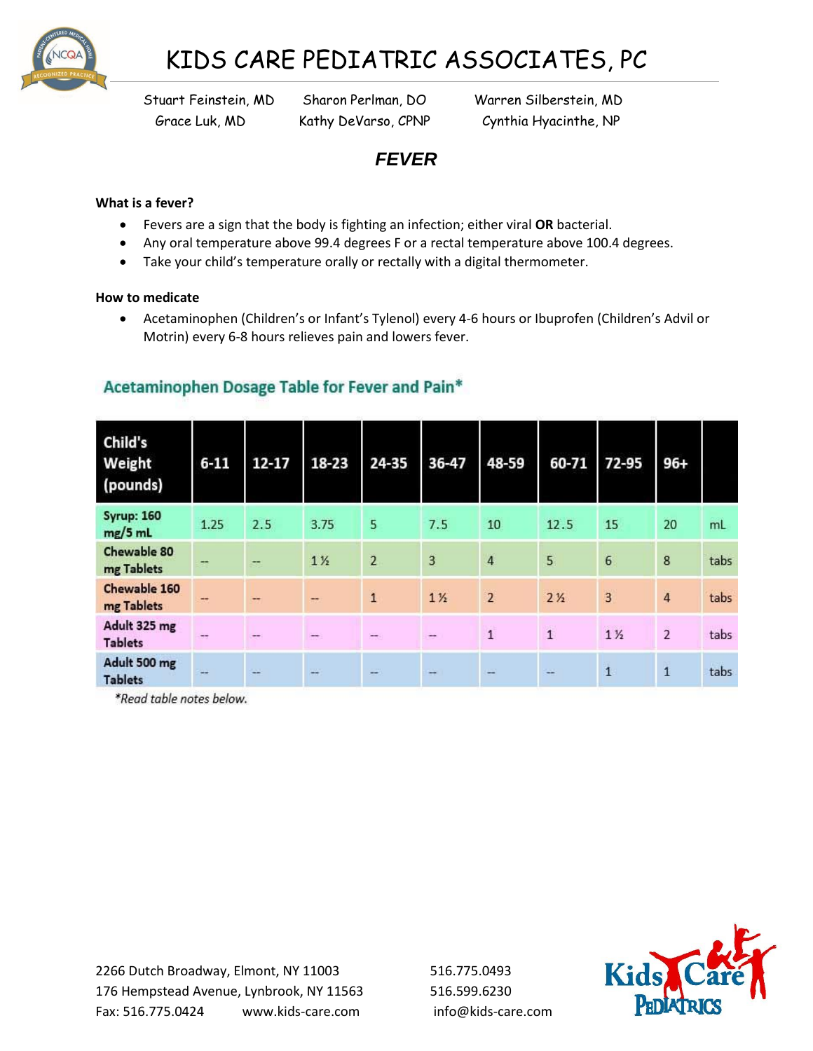# KIDS CARE PEDIATRIC ASSOCIATES, PC

Stuart Feinstein, MD   Sharon Perlman, DO   Warren Silberstein, MD
Grace Luk, MD   Kathy DeVarso, CPNP   Cynthia Hyacinthe, NP

## *FEVER*

**What is a fever?**

- Fevers are a sign that the body is fighting an infection; either viral **OR** bacterial.
- Any oral temperature above 99.4 degrees F or a rectal temperature above 100.4 degrees.
- Take your child's temperature orally or rectally with a digital thermometer.

**How to medicate**

- Acetaminophen (Children's or Infant's Tylenol) every 4-6 hours or Ibuprofen (Children's Advil or Motrin) every 6-8 hours relieves pain and lowers fever.

### Acetaminophen Dosage Table for Fever and Pain*

| Child's Weight (pounds) | 6-11 | 12-17 | 18-23 | 24-35 | 36-47 | 48-59 | 60-71 | 72-95 | 96+ | |
|---|---|---|---|---|---|---|---|---|---|---|
| Syrup: 160 mg/5 mL | 1.25 | 2.5 | 3.75 | 5 | 7.5 | 10 | 12.5 | 15 | 20 | mL |
| Chewable 80 mg Tablets | -- | -- | 1 ½ | 2 | 3 | 4 | 5 | 6 | 8 | tabs |
| Chewable 160 mg Tablets | -- | -- | -- | 1 | 1 ½ | 2 | 2 ½ | 3 | 4 | tabs |
| Adult 325 mg Tablets | -- | -- | -- | -- | -- | 1 | 1 | 1 ½ | 2 | tabs |
| Adult 500 mg Tablets | -- | -- | -- | -- | -- | -- | -- | 1 | 1 | tabs |

*\*Read table notes below.*

2266 Dutch Broadway, Elmont, NY 11003   516.775.0493
176 Hempstead Avenue, Lynbrook, NY 11563   516.599.6230
Fax: 516.775.0424   www.kids-care.com   info@kids-care.com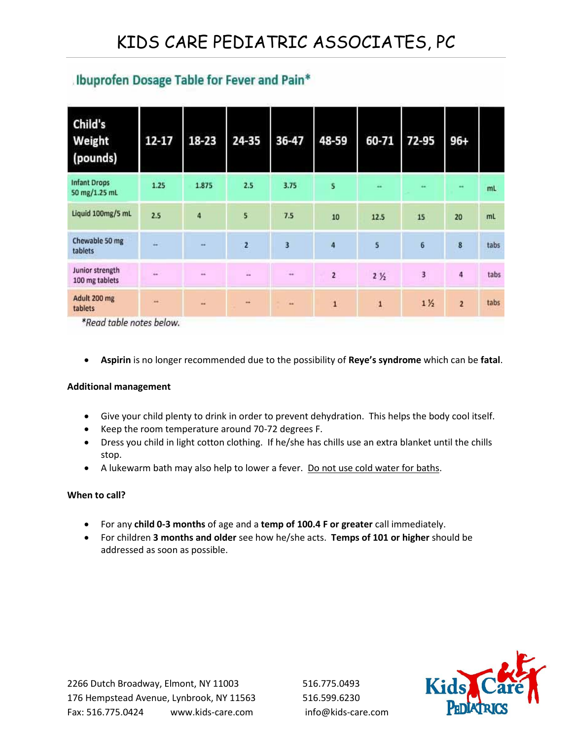# KIDS CARE PEDIATRIC ASSOCIATES, PC

## Ibuprofen Dosage Table for Fever and Pain*

| Child's Weight (pounds) | 12-17 | 18-23 | 24-35 | 36-47 | 48-59 | 60-71 | 72-95 | 96+ | |
|---|---|---|---|---|---|---|---|---|---|
| Infant Drops 50 mg/1.25 mL | 1.25 | 1.875 | 2.5 | 3.75 | 5 | -- | -- | -- | mL |
| Liquid 100mg/5 mL | 2.5 | 4 | 5 | 7.5 | 10 | 12.5 | 15 | 20 | mL |
| Chewable 50 mg tablets | -- | -- | 2 | 3 | 4 | 5 | 6 | 8 | tabs |
| Junior strength 100 mg tablets | -- | -- | -- | -- | 2 | 2 ½ | 3 | 4 | tabs |
| Adult 200 mg tablets | -- | -- | -- | -- | 1 | 1 | 1 ½ | 2 | tabs |

*Read table notes below.*

- **Aspirin** is no longer recommended due to the possibility of **Reye's syndrome** which can be **fatal**.

**Additional management**

- Give your child plenty to drink in order to prevent dehydration. This helps the body cool itself.
- Keep the room temperature around 70-72 degrees F.
- Dress you child in light cotton clothing. If he/she has chills use an extra blanket until the chills stop.
- A lukewarm bath may also help to lower a fever. Do not use cold water for baths.

**When to call?**

- For any **child 0-3 months** of age and a **temp of 100.4 F or greater** call immediately.
- For children **3 months and older** see how he/she acts. **Temps of 101 or higher** should be addressed as soon as possible.

2266 Dutch Broadway, Elmont, NY 11003 516.775.0493
176 Hempstead Avenue, Lynbrook, NY 11563 516.599.6230
Fax: 516.775.0424 www.kids-care.com info@kids-care.com